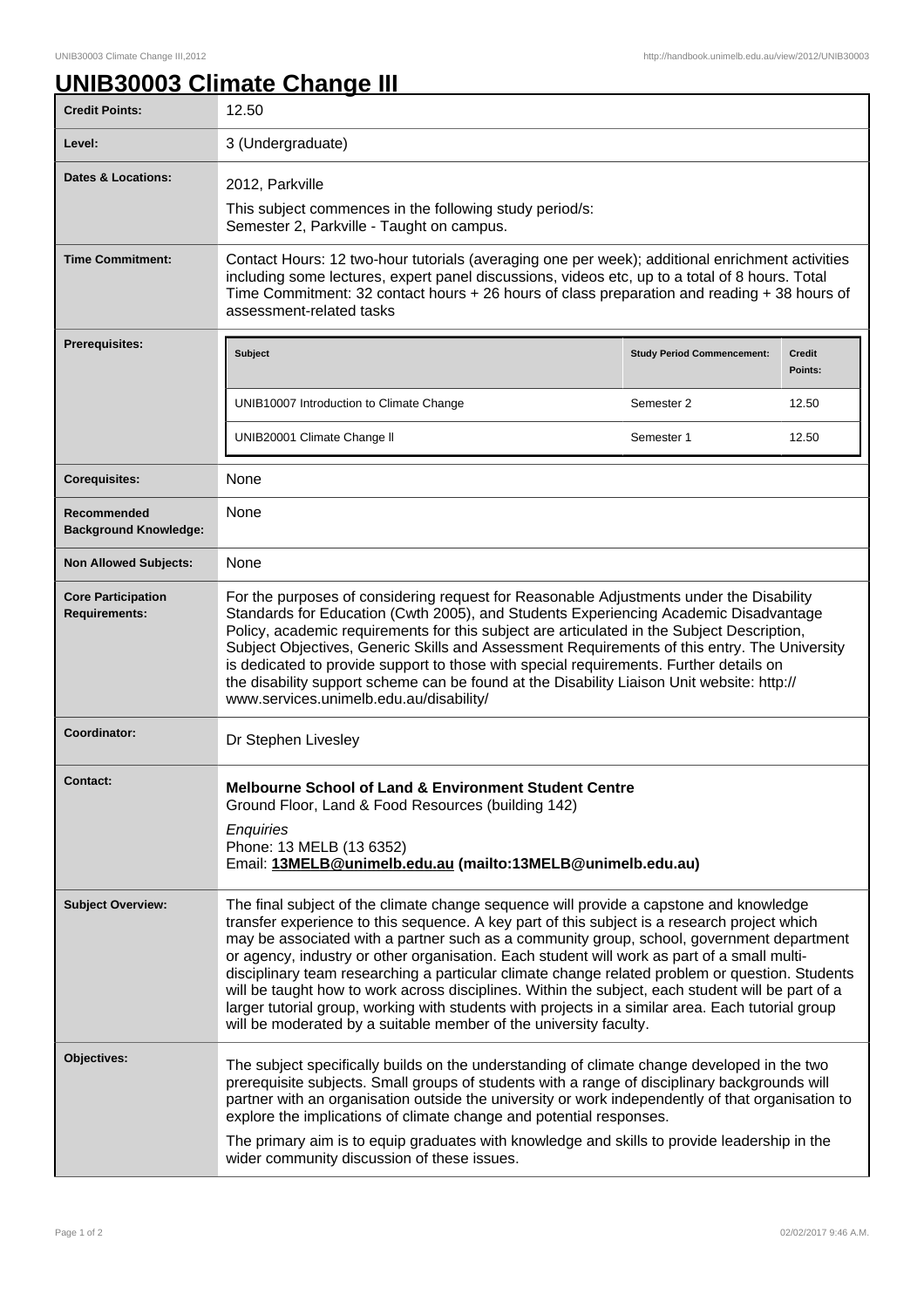# UNIB30003 Climate Change III

| Credit Points: | 12.50 |
|---|---|
| Level: | 3 (Undergraduate) |
| Dates & Locations: | 2012, Parkville<br>This subject commences in the following study period/s:<br>Semester 2, Parkville - Taught on campus. |
| Time Commitment: | Contact Hours: 12 two-hour tutorials (averaging one per week); additional enrichment activities including some lectures, expert panel discussions, videos etc, up to a total of 8 hours. Total Time Commitment: 32 contact hours + 26 hours of class preparation and reading + 38 hours of assessment-related tasks |
| Prerequisites: | See table below |
| Corequisites: | None |
| Recommended Background Knowledge: | None |
| Non Allowed Subjects: | None |
| Core Participation Requirements: | For the purposes of considering request for Reasonable Adjustments under the Disability Standards for Education (Cwth 2005), and Students Experiencing Academic Disadvantage Policy, academic requirements for this subject are articulated in the Subject Description, Subject Objectives, Generic Skills and Assessment Requirements of this entry. The University is dedicated to provide support to those with special requirements. Further details on the disability support scheme can be found at the Disability Liaison Unit website: http://www.services.unimelb.edu.au/disability/ |
| Coordinator: | Dr Stephen Livesley |
| Contact: | **Melbourne School of Land & Environment Student Centre**<br>Ground Floor, Land & Food Resources (building 142)<br>*Enquiries*<br>Phone: 13 MELB (13 6352)<br>Email: **13MELB@unimelb.edu.au (mailto:13MELB@unimelb.edu.au)** |
| Subject Overview: | The final subject of the climate change sequence will provide a capstone and knowledge transfer experience to this sequence. A key part of this subject is a research project which may be associated with a partner such as a community group, school, government department or agency, industry or other organisation. Each student will work as part of a small multi-disciplinary team researching a particular climate change related problem or question. Students will be taught how to work across disciplines. Within the subject, each student will be part of a larger tutorial group, working with students with projects in a similar area. Each tutorial group will be moderated by a suitable member of the university faculty. |
| Objectives: | The subject specifically builds on the understanding of climate change developed in the two prerequisite subjects. Small groups of students with a range of disciplinary backgrounds will partner with an organisation outside the university or work independently of that organisation to explore the implications of climate change and potential responses.<br>The primary aim is to equip graduates with knowledge and skills to provide leadership in the wider community discussion of these issues. |

**Prerequisites:**

| Subject | Study Period Commencement: | Credit Points: |
|---|---|---|
| UNIB10007 Introduction to Climate Change | Semester 2 | 12.50 |
| UNIB20001 Climate Change II | Semester 1 | 12.50 |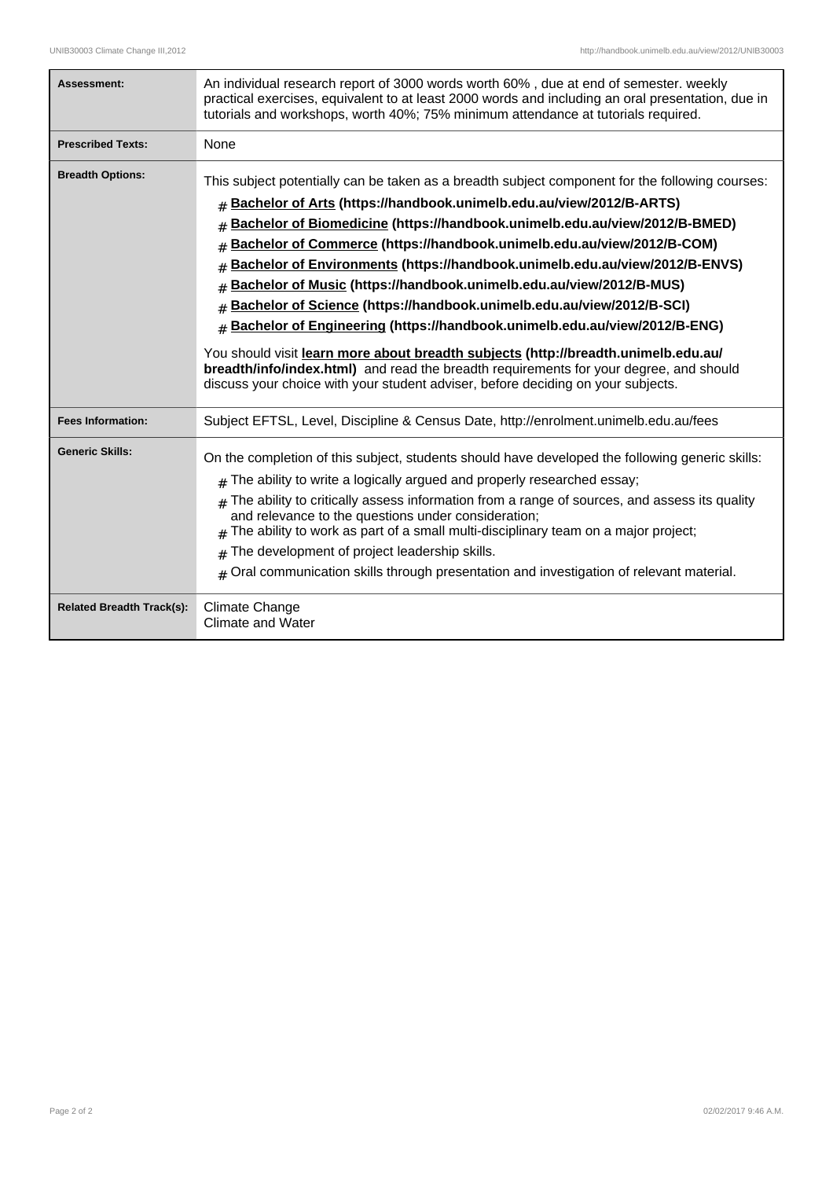| | |
|---|---|
| **Assessment:** | An individual research report of 3000 words worth 60% , due at end of semester. weekly practical exercises, equivalent to at least 2000 words and including an oral presentation, due in tutorials and workshops, worth 40%; 75% minimum attendance at tutorials required. |
| **Prescribed Texts:** | None |
| **Breadth Options:** | This subject potentially can be taken as a breadth subject component for the following courses:<br># **Bachelor of Arts (https://handbook.unimelb.edu.au/view/2012/B-ARTS)**<br># **Bachelor of Biomedicine (https://handbook.unimelb.edu.au/view/2012/B-BMED)**<br># **Bachelor of Commerce (https://handbook.unimelb.edu.au/view/2012/B-COM)**<br># **Bachelor of Environments (https://handbook.unimelb.edu.au/view/2012/B-ENVS)**<br># **Bachelor of Music (https://handbook.unimelb.edu.au/view/2012/B-MUS)**<br># **Bachelor of Science (https://handbook.unimelb.edu.au/view/2012/B-SCI)**<br># **Bachelor of Engineering (https://handbook.unimelb.edu.au/view/2012/B-ENG)**<br>You should visit **learn more about breadth subjects (http://breadth.unimelb.edu.au/breadth/info/index.html)** and read the breadth requirements for your degree, and should discuss your choice with your student adviser, before deciding on your subjects. |
| **Fees Information:** | Subject EFTSL, Level, Discipline & Census Date, http://enrolment.unimelb.edu.au/fees |
| **Generic Skills:** | On the completion of this subject, students should have developed the following generic skills:<br># The ability to write a logically argued and properly researched essay;<br># The ability to critically assess information from a range of sources, and assess its quality and relevance to the questions under consideration;<br># The ability to work as part of a small multi-disciplinary team on a major project;<br># The development of project leadership skills.<br># Oral communication skills through presentation and investigation of relevant material. |
| **Related Breadth Track(s):** | Climate Change<br>Climate and Water |